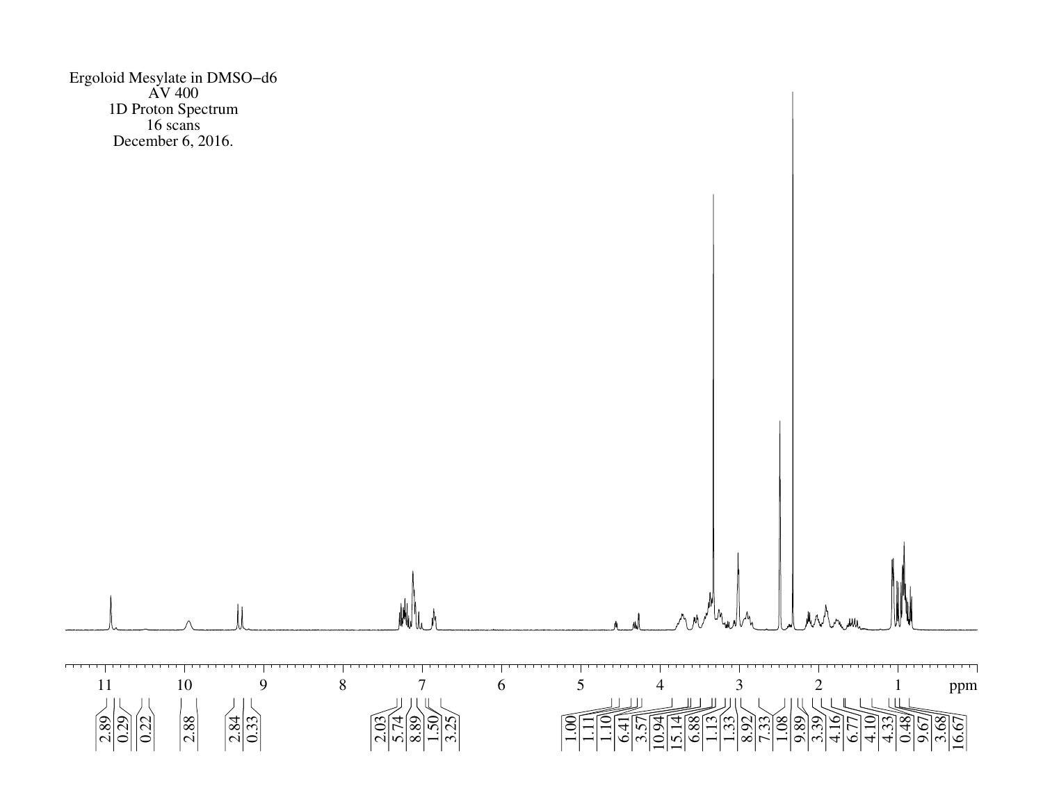Ergoloid Mesylate in DMSO−d6
AV 400
1D Proton Spectrum
16 scans
December 6, 2016.

ppm: 11, 10, 9, 8, 7, 6, 5, 4, 3, 2, 1

Integrals: 2.89, 0.29, 0.22, 2.88, 2.84, 0.33, 2.03, 5.74, 8.89, 1.50, 3.25, 1.00, 1.11, 1.10, 6.41, 3.57, 10.94, 15.14, 6.88, 1.13, 1.33, 8.92, 7.33, 1.08, 9.89, 3.39, 4.16, 6.77, 4.10, 4.33, 0.48, 9.67, 3.68, 16.67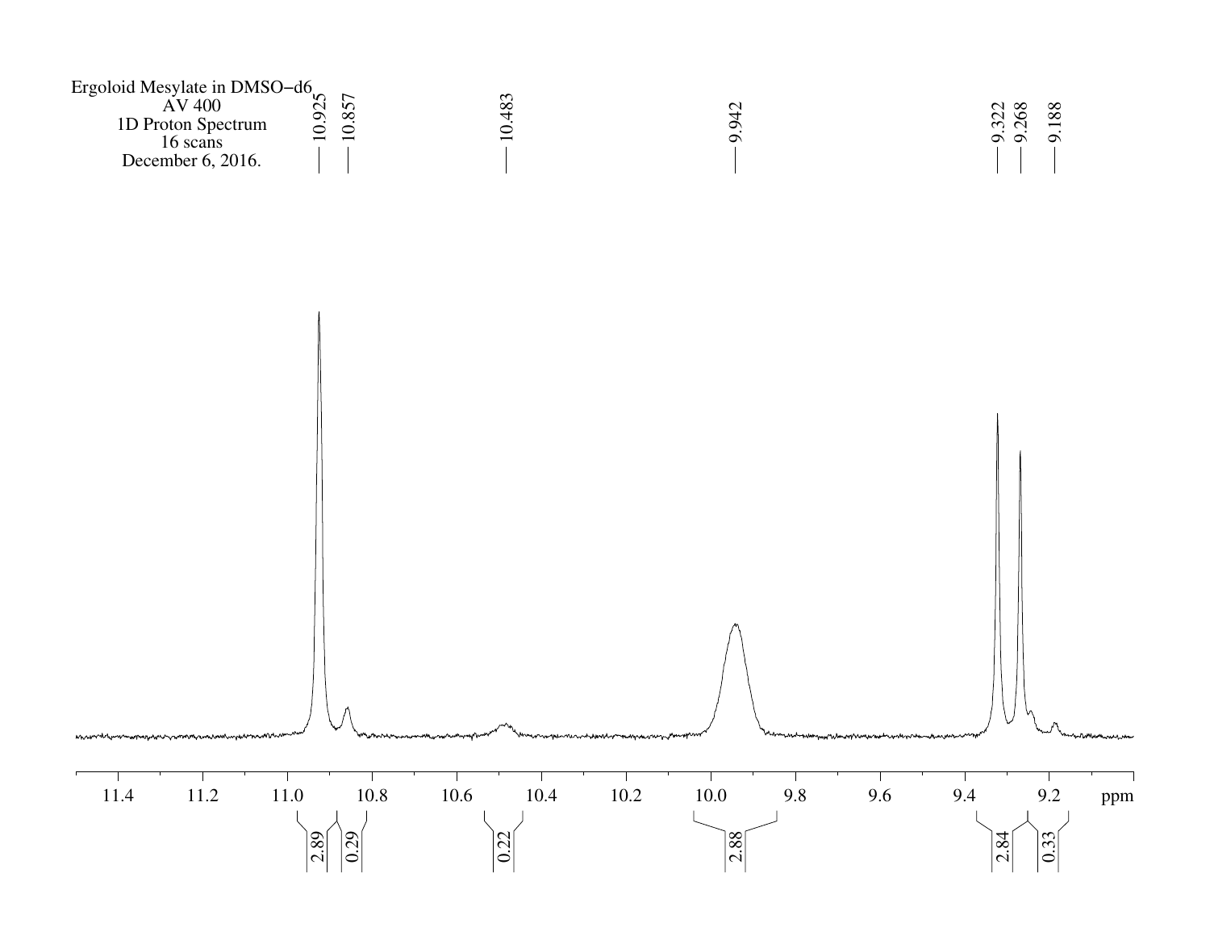Ergoloid Mesylate in DMSO−d6
AV 400
1D Proton Spectrum
16 scans
December 6, 2016.

Peaks (ppm): 10.925, 10.857, 10.483, 9.942, 9.322, 9.268, 9.188

Integrals: 2.89, 0.29, 0.22, 2.88, 2.84, 0.33

Axis (ppm): 11.4, 11.2, 11.0, 10.8, 10.6, 10.4, 10.2, 10.0, 9.8, 9.6, 9.4, 9.2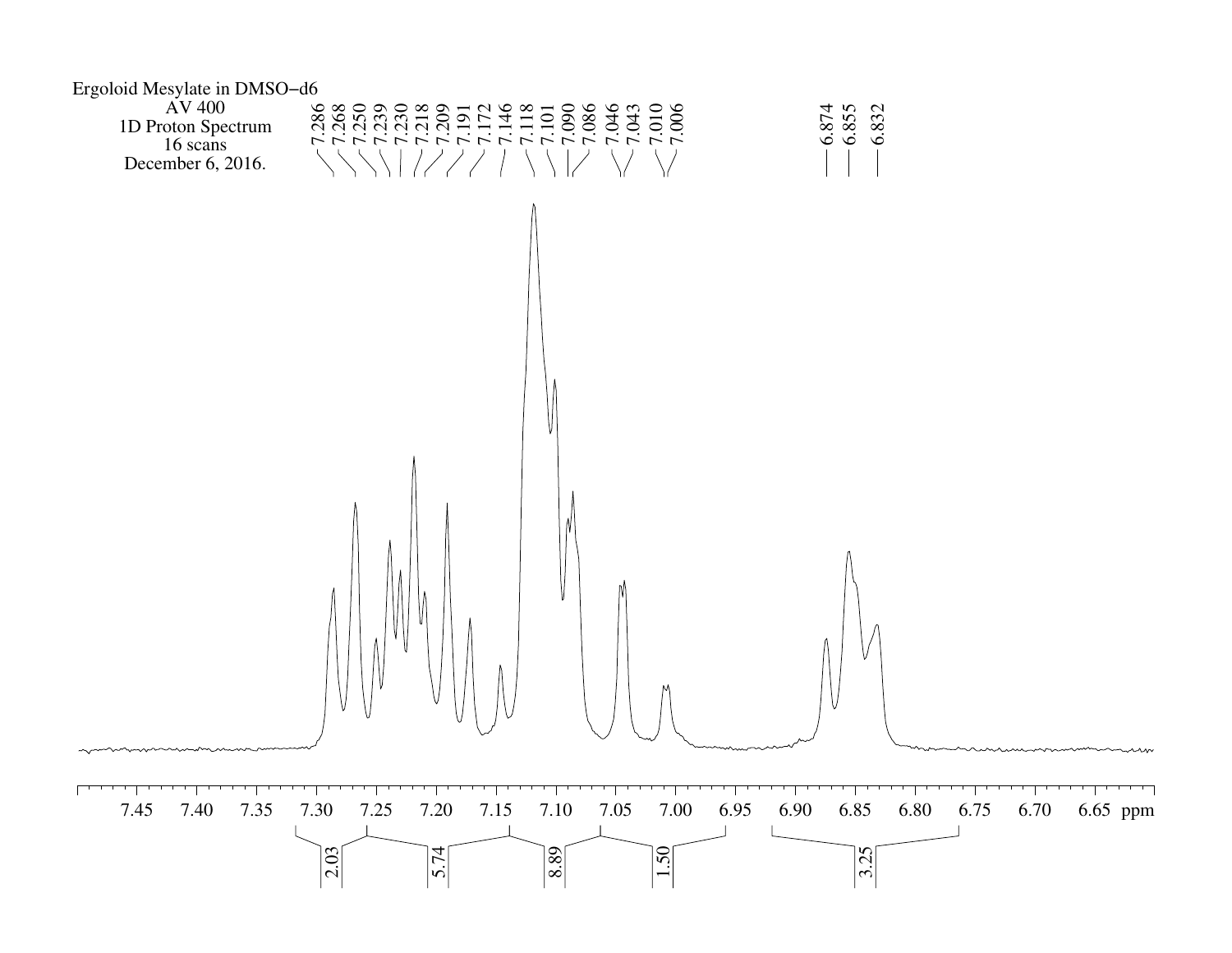Ergoloid Mesylate in DMSO−d6
AV 400
1D Proton Spectrum
16 scans
December 6, 2016.

7.286
7.268
7.250
7.239
7.230
7.218
7.209
7.191
7.172
7.146
7.118
7.101
7.090
7.086
7.046
7.043
7.010
7.006

6.874
6.855
6.832

7.45 7.40 7.35 7.30 7.25 7.20 7.15 7.10 7.05 7.00 6.95 6.90 6.85 6.80 6.75 6.70 6.65 ppm

2.03
5.74
8.89
1.50
3.25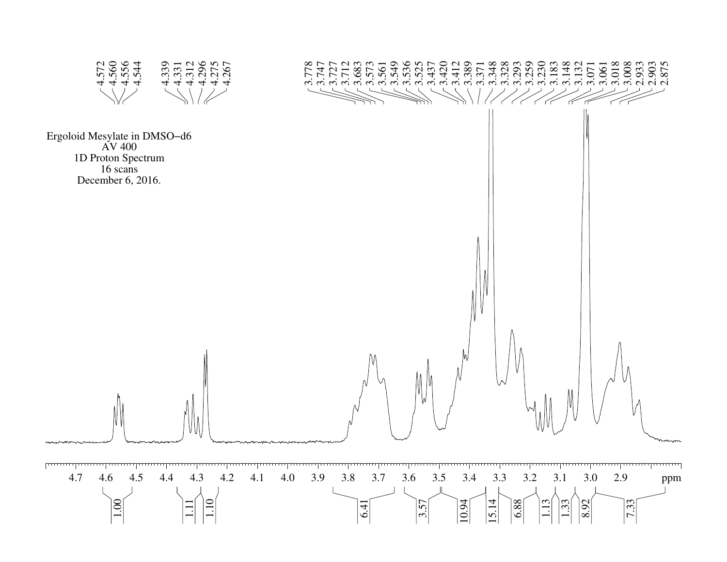Ergoloid Mesylate in DMSO−d6
AV 400
1D Proton Spectrum
16 scans
December 6, 2016.

4.572
4.560
4.556
4.544
4.339
4.331
4.312
4.296
4.275
4.267
3.778
3.747
3.727
3.712
3.683
3.573
3.561
3.549
3.536
3.525
3.437
3.420
3.412
3.389
3.371
3.348
3.328
3.293
3.259
3.230
3.183
3.148
3.132
3.071
3.061
3.018
3.008
2.933
2.903
2.875

4.7 4.6 4.5 4.4 4.3 4.2 4.1 4.0 3.9 3.8 3.7 3.6 3.5 3.4 3.3 3.2 3.1 3.0 2.9 ppm

1.00 1.11 1.10 6.41 3.57 10.94 15.14 6.88 1.13 1.33 8.92 7.33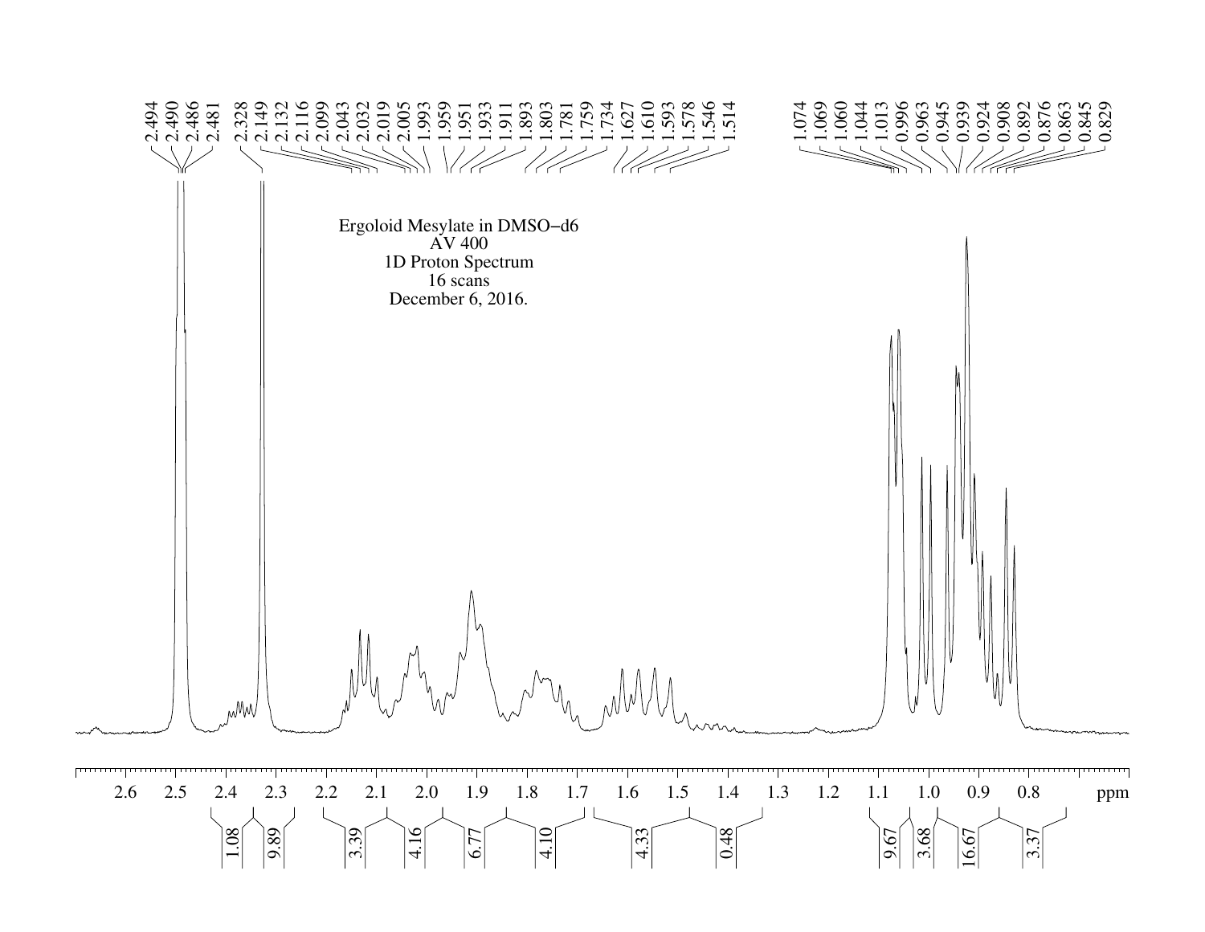Ergoloid Mesylate in DMSO−d6
AV 400
1D Proton Spectrum
16 scans
December 6, 2016.

2.494
2.490
2.486
2.481
2.328
2.149
2.132
2.116
2.099
2.043
2.032
2.019
2.005
1.993
1.959
1.951
1.933
1.911
1.893
1.803
1.781
1.759
1.734
1.627
1.610
1.593
1.578
1.546
1.514

1.074
1.069
1.060
1.044
1.013
0.996
0.963
0.945
0.939
0.924
0.908
0.892
0.876
0.863
0.845
0.829

2.6 2.5 2.4 2.3 2.2 2.1 2.0 1.9 1.8 1.7 1.6 1.5 1.4 1.3 1.2 1.1 1.0 0.9 0.8 ppm

1.08
9.89
3.39
4.16
6.77
4.10
4.33
0.48
9.67
3.68
16.67
3.37